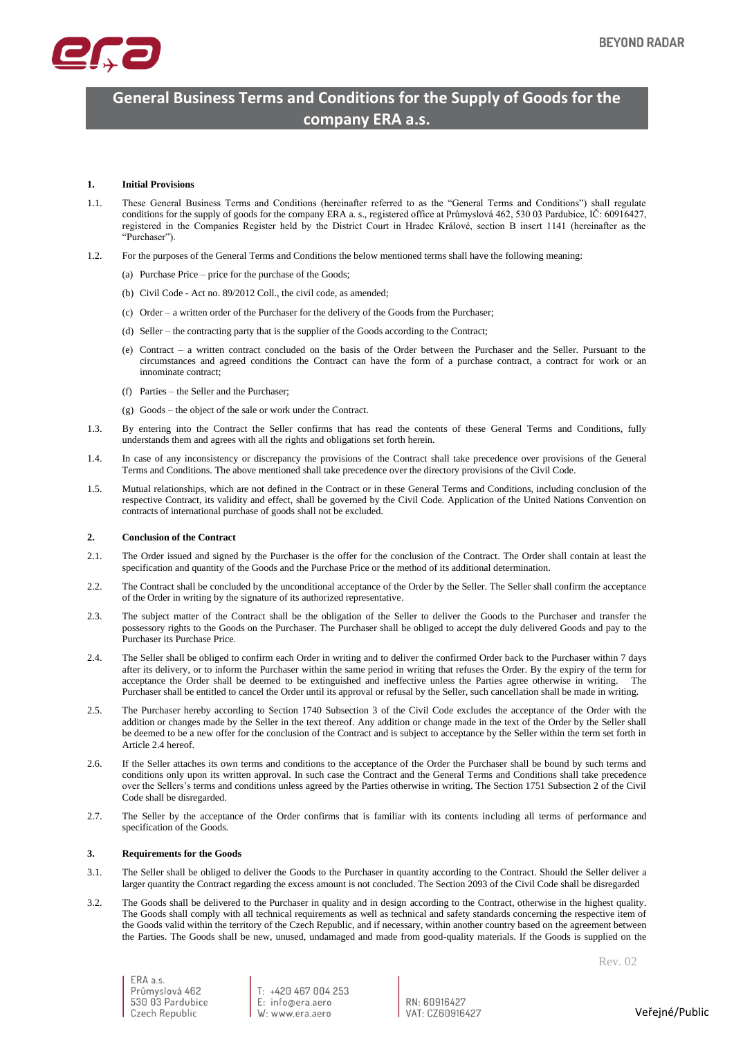# General Business Terms and Conditions for the Supply of Goods for the company ERA a.s.

## 1. Initial Provisions

1.1. These General Business Terms and Conditions (hereinafter referred to as the "General Terms and Conditions") shall regulate conditions for the supply of goods for the company ERA a. s., registered office at Průmyslová 462, 530 03 Pardubice, IČ: 60916427, registered in the Companies Register held by the District Court in Hradec Králové, section B insert 1141 (hereinafter as the "Purchaser").

1.2. For the purposes of the General Terms and Conditions the below mentioned terms shall have the following meaning:

(a) Purchase Price – price for the purchase of the Goods;

(b) Civil Code - Act no. 89/2012 Coll., the civil code, as amended;

(c) Order – a written order of the Purchaser for the delivery of the Goods from the Purchaser;

(d) Seller – the contracting party that is the supplier of the Goods according to the Contract;

(e) Contract – a written contract concluded on the basis of the Order between the Purchaser and the Seller. Pursuant to the circumstances and agreed conditions the Contract can have the form of a purchase contract, a contract for work or an innominate contract;

(f) Parties – the Seller and the Purchaser;

(g) Goods – the object of the sale or work under the Contract.

1.3. By entering into the Contract the Seller confirms that has read the contents of these General Terms and Conditions, fully understands them and agrees with all the rights and obligations set forth herein.

1.4. In case of any inconsistency or discrepancy the provisions of the Contract shall take precedence over provisions of the General Terms and Conditions. The above mentioned shall take precedence over the directory provisions of the Civil Code.

1.5. Mutual relationships, which are not defined in the Contract or in these General Terms and Conditions, including conclusion of the respective Contract, its validity and effect, shall be governed by the Civil Code. Application of the United Nations Convention on contracts of international purchase of goods shall not be excluded.

## 2. Conclusion of the Contract

2.1. The Order issued and signed by the Purchaser is the offer for the conclusion of the Contract. The Order shall contain at least the specification and quantity of the Goods and the Purchase Price or the method of its additional determination.

2.2. The Contract shall be concluded by the unconditional acceptance of the Order by the Seller. The Seller shall confirm the acceptance of the Order in writing by the signature of its authorized representative.

2.3. The subject matter of the Contract shall be the obligation of the Seller to deliver the Goods to the Purchaser and transfer the possessory rights to the Goods on the Purchaser. The Purchaser shall be obliged to accept the duly delivered Goods and pay to the Purchaser its Purchase Price.

2.4. The Seller shall be obliged to confirm each Order in writing and to deliver the confirmed Order back to the Purchaser within 7 days after its delivery, or to inform the Purchaser within the same period in writing that refuses the Order. By the expiry of the term for acceptance the Order shall be deemed to be extinguished and ineffective unless the Parties agree otherwise in writing. The Purchaser shall be entitled to cancel the Order until its approval or refusal by the Seller, such cancellation shall be made in writing.

2.5. The Purchaser hereby according to Section 1740 Subsection 3 of the Civil Code excludes the acceptance of the Order with the addition or changes made by the Seller in the text thereof. Any addition or change made in the text of the Order by the Seller shall be deemed to be a new offer for the conclusion of the Contract and is subject to acceptance by the Seller within the term set forth in Article 2.4 hereof.

2.6. If the Seller attaches its own terms and conditions to the acceptance of the Order the Purchaser shall be bound by such terms and conditions only upon its written approval. In such case the Contract and the General Terms and Conditions shall take precedence over the Sellers's terms and conditions unless agreed by the Parties otherwise in writing. The Section 1751 Subsection 2 of the Civil Code shall be disregarded.

2.7. The Seller by the acceptance of the Order confirms that is familiar with its contents including all terms of performance and specification of the Goods.

## 3. Requirements for the Goods

3.1. The Seller shall be obliged to deliver the Goods to the Purchaser in quantity according to the Contract. Should the Seller deliver a larger quantity the Contract regarding the excess amount is not concluded. The Section 2093 of the Civil Code shall be disregarded

3.2. The Goods shall be delivered to the Purchaser in quality and in design according to the Contract, otherwise in the highest quality. The Goods shall comply with all technical requirements as well as technical and safety standards concerning the respective item of the Goods valid within the territory of the Czech Republic, and if necessary, within another country based on the agreement between the Parties. The Goods shall be new, unused, undamaged and made from good-quality materials. If the Goods is supplied on the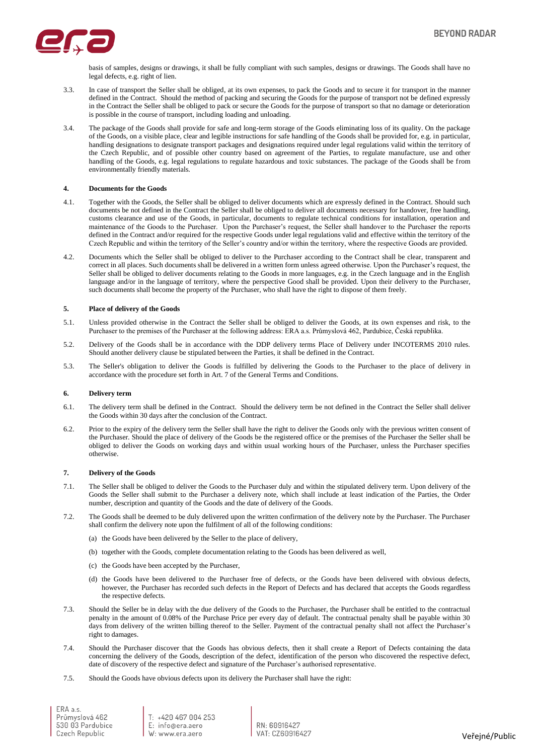basis of samples, designs or drawings, it shall be fully compliant with such samples, designs or drawings. The Goods shall have no legal defects, e.g. right of lien.

3.3. In case of transport the Seller shall be obliged, at its own expenses, to pack the Goods and to secure it for transport in the manner defined in the Contract. Should the method of packing and securing the Goods for the purpose of transport not be defined expressly in the Contract the Seller shall be obliged to pack or secure the Goods for the purpose of transport so that no damage or deterioration is possible in the course of transport, including loading and unloading.

3.4. The package of the Goods shall provide for safe and long-term storage of the Goods eliminating loss of its quality. On the package of the Goods, on a visible place, clear and legible instructions for safe handling of the Goods shall be provided for, e.g. in particular, handling designations to designate transport packages and designations required under legal regulations valid within the territory of the Czech Republic, and of possible other country based on agreement of the Parties, to regulate manufacture, use and other handling of the Goods, e.g. legal regulations to regulate hazardous and toxic substances. The package of the Goods shall be from environmentally friendly materials.

## 4. Documents for the Goods

4.1. Together with the Goods, the Seller shall be obliged to deliver documents which are expressly defined in the Contract. Should such documents be not defined in the Contract the Seller shall be obliged to deliver all documents necessary for handover, free handling, customs clearance and use of the Goods, in particular, documents to regulate technical conditions for installation, operation and maintenance of the Goods to the Purchaser. Upon the Purchaser's request, the Seller shall handover to the Purchaser the reports defined in the Contract and/or required for the respective Goods under legal regulations valid and effective within the territory of the Czech Republic and within the territory of the Seller's country and/or within the territory, where the respective Goods are provided.

4.2. Documents which the Seller shall be obliged to deliver to the Purchaser according to the Contract shall be clear, transparent and correct in all places. Such documents shall be delivered in a written form unless agreed otherwise. Upon the Purchaser's request, the Seller shall be obliged to deliver documents relating to the Goods in more languages, e.g. in the Czech language and in the English language and/or in the language of territory, where the perspective Good shall be provided. Upon their delivery to the Purchaser, such documents shall become the property of the Purchaser, who shall have the right to dispose of them freely.

## 5. Place of delivery of the Goods

5.1. Unless provided otherwise in the Contract the Seller shall be obliged to deliver the Goods, at its own expenses and risk, to the Purchaser to the premises of the Purchaser at the following address: ERA a.s. Průmyslová 462, Pardubice, Česká republika.

5.2. Delivery of the Goods shall be in accordance with the DDP delivery terms Place of Delivery under INCOTERMS 2010 rules. Should another delivery clause be stipulated between the Parties, it shall be defined in the Contract.

5.3. The Seller's obligation to deliver the Goods is fulfilled by delivering the Goods to the Purchaser to the place of delivery in accordance with the procedure set forth in Art. 7 of the General Terms and Conditions.

## 6. Delivery term

6.1. The delivery term shall be defined in the Contract. Should the delivery term be not defined in the Contract the Seller shall deliver the Goods within 30 days after the conclusion of the Contract.

6.2. Prior to the expiry of the delivery term the Seller shall have the right to deliver the Goods only with the previous written consent of the Purchaser. Should the place of delivery of the Goods be the registered office or the premises of the Purchaser the Seller shall be obliged to deliver the Goods on working days and within usual working hours of the Purchaser, unless the Purchaser specifies otherwise.

## 7. Delivery of the Goods

7.1. The Seller shall be obliged to deliver the Goods to the Purchaser duly and within the stipulated delivery term. Upon delivery of the Goods the Seller shall submit to the Purchaser a delivery note, which shall include at least indication of the Parties, the Order number, description and quantity of the Goods and the date of delivery of the Goods.

7.2. The Goods shall be deemed to be duly delivered upon the written confirmation of the delivery note by the Purchaser. The Purchaser shall confirm the delivery note upon the fulfilment of all of the following conditions:

(a) the Goods have been delivered by the Seller to the place of delivery,

(b) together with the Goods, complete documentation relating to the Goods has been delivered as well,

(c) the Goods have been accepted by the Purchaser,

(d) the Goods have been delivered to the Purchaser free of defects, or the Goods have been delivered with obvious defects, however, the Purchaser has recorded such defects in the Report of Defects and has declared that accepts the Goods regardless the respective defects.

7.3. Should the Seller be in delay with the due delivery of the Goods to the Purchaser, the Purchaser shall be entitled to the contractual penalty in the amount of 0.08% of the Purchase Price per every day of default. The contractual penalty shall be payable within 30 days from delivery of the written billing thereof to the Seller. Payment of the contractual penalty shall not affect the Purchaser's right to damages.

7.4. Should the Purchaser discover that the Goods has obvious defects, then it shall create a Report of Defects containing the data concerning the delivery of the Goods, description of the defect, identification of the person who discovered the respective defect, date of discovery of the respective defect and signature of the Purchaser's authorised representative.

7.5. Should the Goods have obvious defects upon its delivery the Purchaser shall have the right: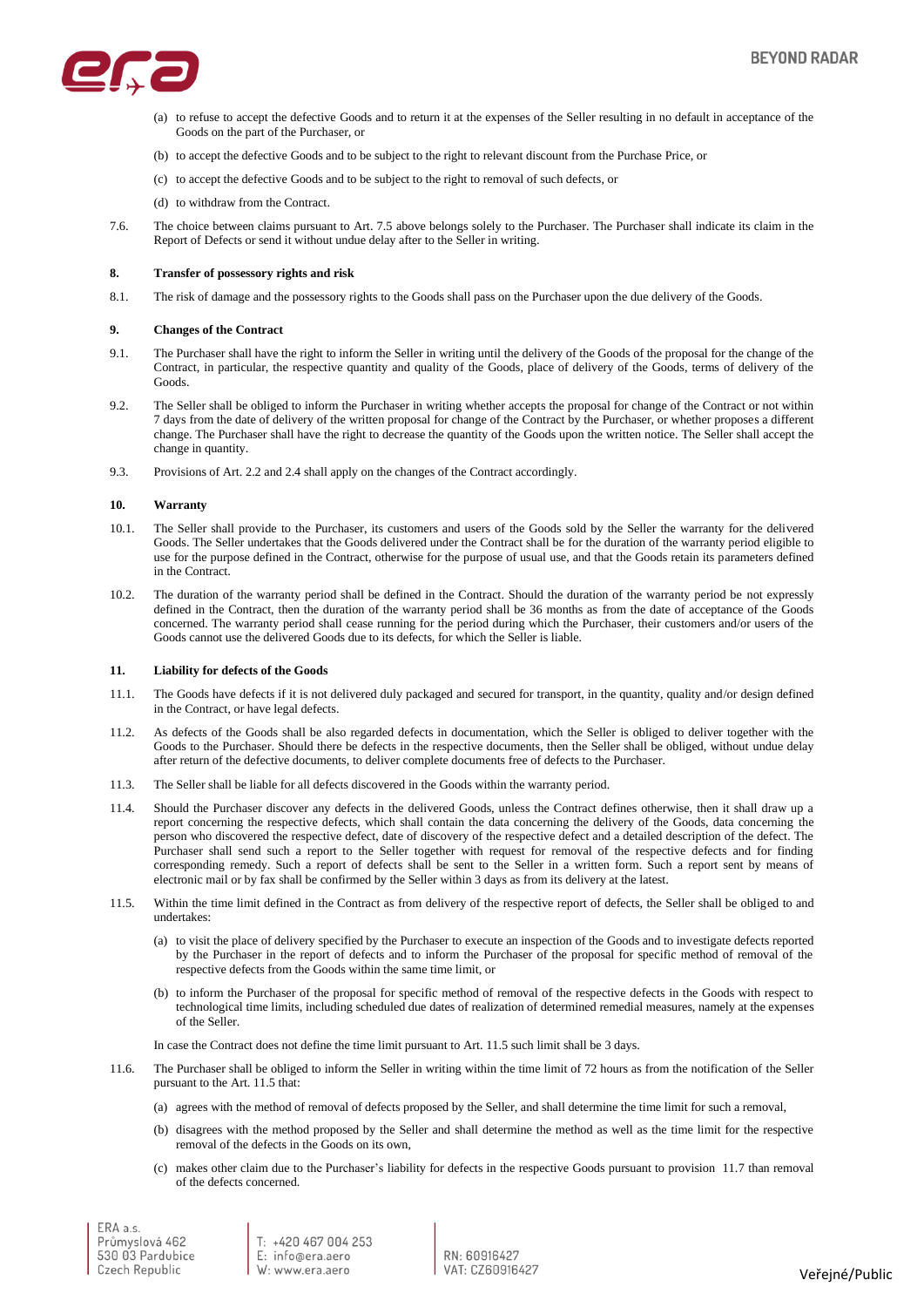(a) to refuse to accept the defective Goods and to return it at the expenses of the Seller resulting in no default in acceptance of the Goods on the part of the Purchaser, or

(b) to accept the defective Goods and to be subject to the right to relevant discount from the Purchase Price, or

(c) to accept the defective Goods and to be subject to the right to removal of such defects, or

(d) to withdraw from the Contract.

7.6. The choice between claims pursuant to Art. 7.5 above belongs solely to the Purchaser. The Purchaser shall indicate its claim in the Report of Defects or send it without undue delay after to the Seller in writing.

**8. Transfer of possessory rights and risk**

8.1. The risk of damage and the possessory rights to the Goods shall pass on the Purchaser upon the due delivery of the Goods.

**9. Changes of the Contract**

9.1. The Purchaser shall have the right to inform the Seller in writing until the delivery of the Goods of the proposal for the change of the Contract, in particular, the respective quantity and quality of the Goods, place of delivery of the Goods, terms of delivery of the Goods.

9.2. The Seller shall be obliged to inform the Purchaser in writing whether accepts the proposal for change of the Contract or not within 7 days from the date of delivery of the written proposal for change of the Contract by the Purchaser, or whether proposes a different change. The Purchaser shall have the right to decrease the quantity of the Goods upon the written notice. The Seller shall accept the change in quantity.

9.3. Provisions of Art. 2.2 and 2.4 shall apply on the changes of the Contract accordingly.

**10. Warranty**

10.1. The Seller shall provide to the Purchaser, its customers and users of the Goods sold by the Seller the warranty for the delivered Goods. The Seller undertakes that the Goods delivered under the Contract shall be for the duration of the warranty period eligible to use for the purpose defined in the Contract, otherwise for the purpose of usual use, and that the Goods retain its parameters defined in the Contract.

10.2. The duration of the warranty period shall be defined in the Contract. Should the duration of the warranty period be not expressly defined in the Contract, then the duration of the warranty period shall be 36 months as from the date of acceptance of the Goods concerned. The warranty period shall cease running for the period during which the Purchaser, their customers and/or users of the Goods cannot use the delivered Goods due to its defects, for which the Seller is liable.

**11. Liability for defects of the Goods**

11.1. The Goods have defects if it is not delivered duly packaged and secured for transport, in the quantity, quality and/or design defined in the Contract, or have legal defects.

11.2. As defects of the Goods shall be also regarded defects in documentation, which the Seller is obliged to deliver together with the Goods to the Purchaser. Should there be defects in the respective documents, then the Seller shall be obliged, without undue delay after return of the defective documents, to deliver complete documents free of defects to the Purchaser.

11.3. The Seller shall be liable for all defects discovered in the Goods within the warranty period.

11.4. Should the Purchaser discover any defects in the delivered Goods, unless the Contract defines otherwise, then it shall draw up a report concerning the respective defects, which shall contain the data concerning the delivery of the Goods, data concerning the person who discovered the respective defect, date of discovery of the respective defect and a detailed description of the defect. The Purchaser shall send such a report to the Seller together with request for removal of the respective defects and for finding corresponding remedy. Such a report of defects shall be sent to the Seller in a written form. Such a report sent by means of electronic mail or by fax shall be confirmed by the Seller within 3 days as from its delivery at the latest.

11.5. Within the time limit defined in the Contract as from delivery of the respective report of defects, the Seller shall be obliged to and undertakes:

(a) to visit the place of delivery specified by the Purchaser to execute an inspection of the Goods and to investigate defects reported by the Purchaser in the report of defects and to inform the Purchaser of the proposal for specific method of removal of the respective defects from the Goods within the same time limit, or

(b) to inform the Purchaser of the proposal for specific method of removal of the respective defects in the Goods with respect to technological time limits, including scheduled due dates of realization of determined remedial measures, namely at the expenses of the Seller.

In case the Contract does not define the time limit pursuant to Art. 11.5 such limit shall be 3 days.

11.6. The Purchaser shall be obliged to inform the Seller in writing within the time limit of 72 hours as from the notification of the Seller pursuant to the Art. 11.5 that:

(a) agrees with the method of removal of defects proposed by the Seller, and shall determine the time limit for such a removal,

(b) disagrees with the method proposed by the Seller and shall determine the method as well as the time limit for the respective removal of the defects in the Goods on its own,

(c) makes other claim due to the Purchaser's liability for defects in the respective Goods pursuant to provision 11.7 than removal of the defects concerned.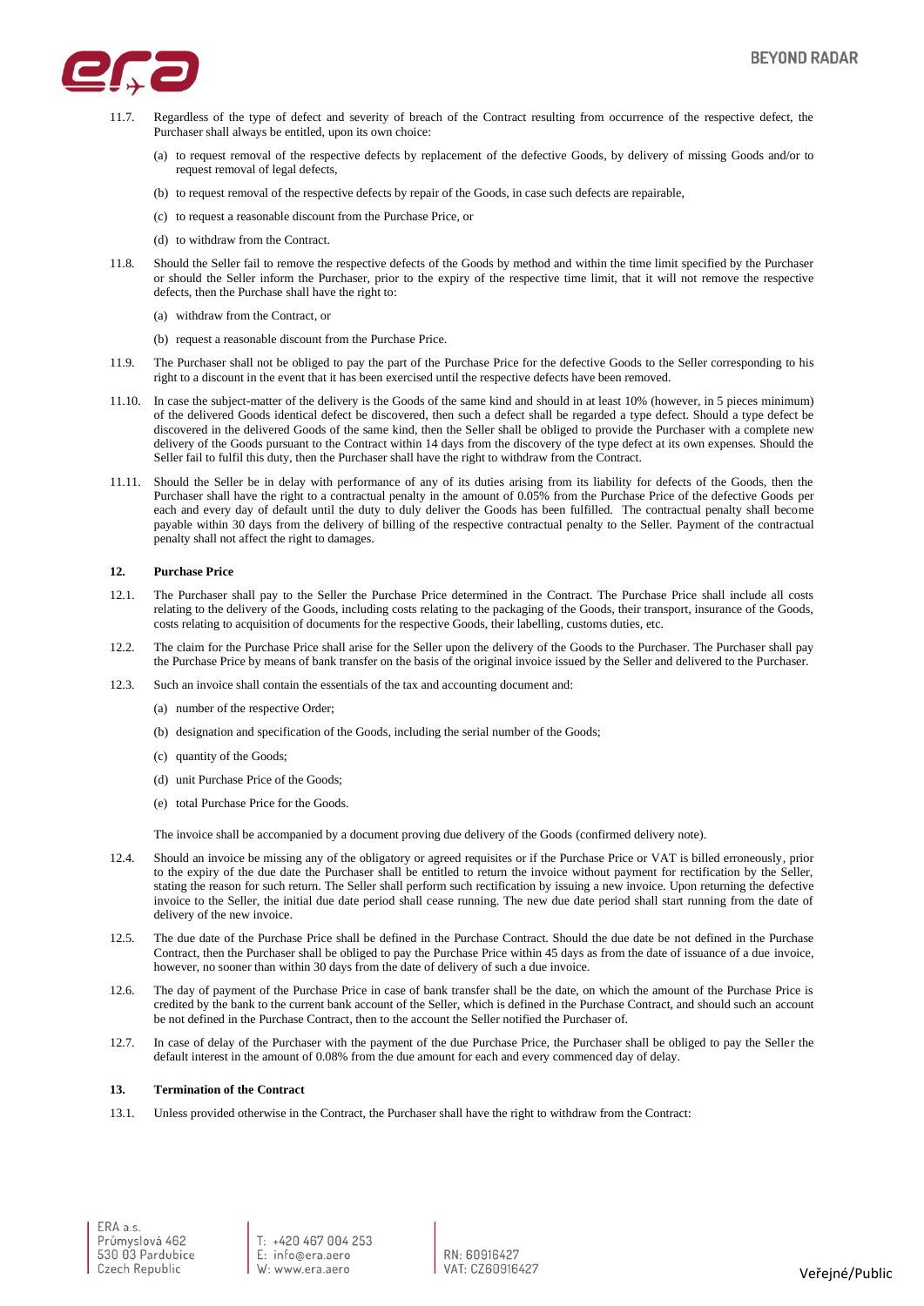11.7. Regardless of the type of defect and severity of breach of the Contract resulting from occurrence of the respective defect, the Purchaser shall always be entitled, upon its own choice:

(a) to request removal of the respective defects by replacement of the defective Goods, by delivery of missing Goods and/or to request removal of legal defects,

(b) to request removal of the respective defects by repair of the Goods, in case such defects are repairable,

(c) to request a reasonable discount from the Purchase Price, or

(d) to withdraw from the Contract.

11.8. Should the Seller fail to remove the respective defects of the Goods by method and within the time limit specified by the Purchaser or should the Seller inform the Purchaser, prior to the expiry of the respective time limit, that it will not remove the respective defects, then the Purchase shall have the right to:

(a) withdraw from the Contract, or

(b) request a reasonable discount from the Purchase Price.

11.9. The Purchaser shall not be obliged to pay the part of the Purchase Price for the defective Goods to the Seller corresponding to his right to a discount in the event that it has been exercised until the respective defects have been removed.

11.10. In case the subject-matter of the delivery is the Goods of the same kind and should in at least 10% (however, in 5 pieces minimum) of the delivered Goods identical defect be discovered, then such a defect shall be regarded a type defect. Should a type defect be discovered in the delivered Goods of the same kind, then the Seller shall be obliged to provide the Purchaser with a complete new delivery of the Goods pursuant to the Contract within 14 days from the discovery of the type defect at its own expenses. Should the Seller fail to fulfil this duty, then the Purchaser shall have the right to withdraw from the Contract.

11.11. Should the Seller be in delay with performance of any of its duties arising from its liability for defects of the Goods, then the Purchaser shall have the right to a contractual penalty in the amount of 0.05% from the Purchase Price of the defective Goods per each and every day of default until the duty to duly deliver the Goods has been fulfilled. The contractual penalty shall become payable within 30 days from the delivery of billing of the respective contractual penalty to the Seller. Payment of the contractual penalty shall not affect the right to damages.

## 12. Purchase Price

12.1. The Purchaser shall pay to the Seller the Purchase Price determined in the Contract. The Purchase Price shall include all costs relating to the delivery of the Goods, including costs relating to the packaging of the Goods, their transport, insurance of the Goods, costs relating to acquisition of documents for the respective Goods, their labelling, customs duties, etc.

12.2. The claim for the Purchase Price shall arise for the Seller upon the delivery of the Goods to the Purchaser. The Purchaser shall pay the Purchase Price by means of bank transfer on the basis of the original invoice issued by the Seller and delivered to the Purchaser.

12.3. Such an invoice shall contain the essentials of the tax and accounting document and:

(a) number of the respective Order;

(b) designation and specification of the Goods, including the serial number of the Goods;

(c) quantity of the Goods;

(d) unit Purchase Price of the Goods;

(e) total Purchase Price for the Goods.

The invoice shall be accompanied by a document proving due delivery of the Goods (confirmed delivery note).

12.4. Should an invoice be missing any of the obligatory or agreed requisites or if the Purchase Price or VAT is billed erroneously, prior to the expiry of the due date the Purchaser shall be entitled to return the invoice without payment for rectification by the Seller, stating the reason for such return. The Seller shall perform such rectification by issuing a new invoice. Upon returning the defective invoice to the Seller, the initial due date period shall cease running. The new due date period shall start running from the date of delivery of the new invoice.

12.5. The due date of the Purchase Price shall be defined in the Purchase Contract. Should the due date be not defined in the Purchase Contract, then the Purchaser shall be obliged to pay the Purchase Price within 45 days as from the date of issuance of a due invoice, however, no sooner than within 30 days from the date of delivery of such a due invoice.

12.6. The day of payment of the Purchase Price in case of bank transfer shall be the date, on which the amount of the Purchase Price is credited by the bank to the current bank account of the Seller, which is defined in the Purchase Contract, and should such an account be not defined in the Purchase Contract, then to the account the Seller notified the Purchaser of.

12.7. In case of delay of the Purchaser with the payment of the due Purchase Price, the Purchaser shall be obliged to pay the Seller the default interest in the amount of 0.08% from the due amount for each and every commenced day of delay.

## 13. Termination of the Contract

13.1. Unless provided otherwise in the Contract, the Purchaser shall have the right to withdraw from the Contract: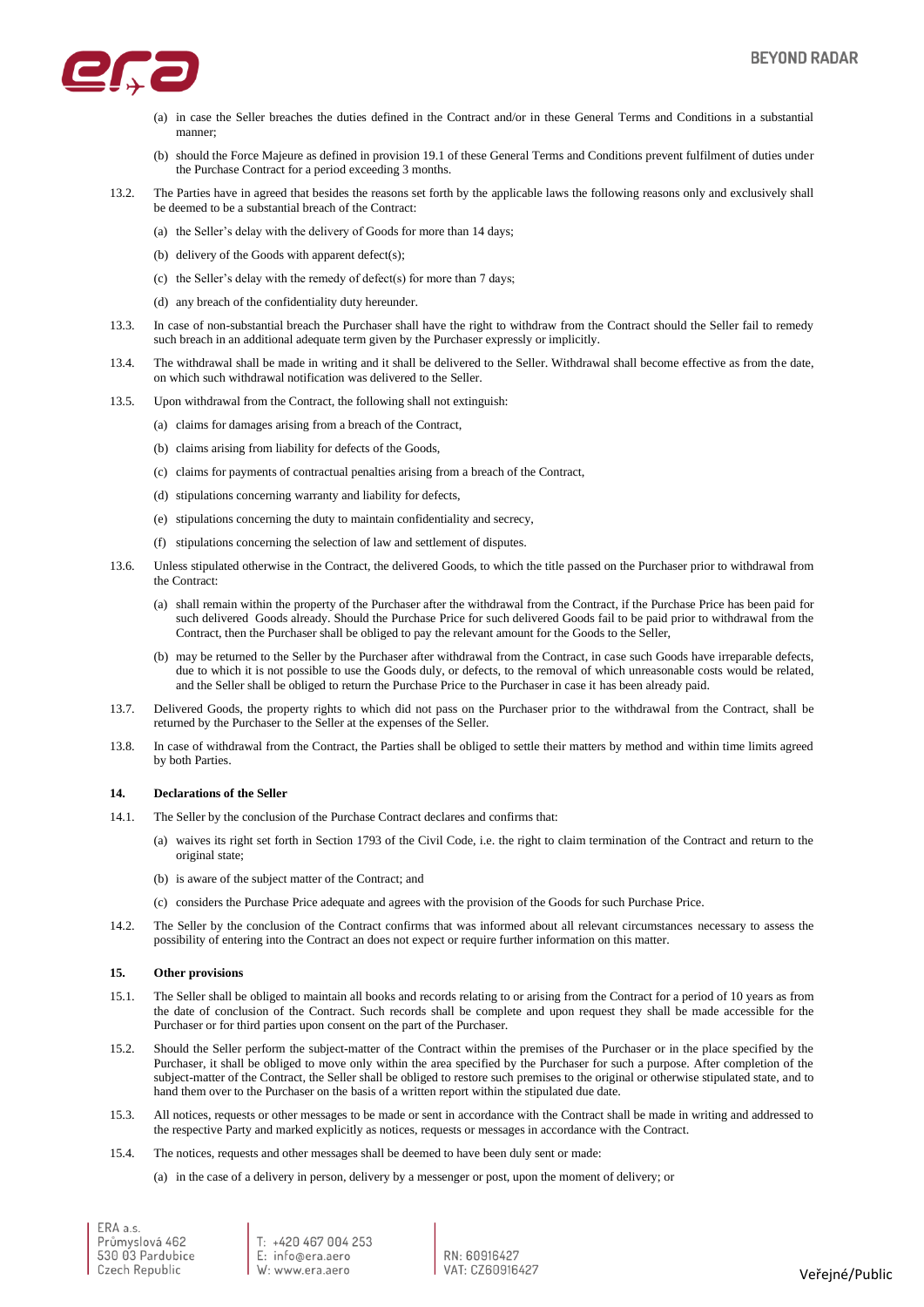(a) in case the Seller breaches the duties defined in the Contract and/or in these General Terms and Conditions in a substantial manner;

(b) should the Force Majeure as defined in provision 19.1 of these General Terms and Conditions prevent fulfilment of duties under the Purchase Contract for a period exceeding 3 months.

13.2. The Parties have in agreed that besides the reasons set forth by the applicable laws the following reasons only and exclusively shall be deemed to be a substantial breach of the Contract:

(a) the Seller's delay with the delivery of Goods for more than 14 days;

(b) delivery of the Goods with apparent defect(s);

(c) the Seller's delay with the remedy of defect(s) for more than 7 days;

(d) any breach of the confidentiality duty hereunder.

13.3. In case of non-substantial breach the Purchaser shall have the right to withdraw from the Contract should the Seller fail to remedy such breach in an additional adequate term given by the Purchaser expressly or implicitly.

13.4. The withdrawal shall be made in writing and it shall be delivered to the Seller. Withdrawal shall become effective as from the date, on which such withdrawal notification was delivered to the Seller.

13.5. Upon withdrawal from the Contract, the following shall not extinguish:

(a) claims for damages arising from a breach of the Contract,

(b) claims arising from liability for defects of the Goods,

(c) claims for payments of contractual penalties arising from a breach of the Contract,

(d) stipulations concerning warranty and liability for defects,

(e) stipulations concerning the duty to maintain confidentiality and secrecy,

(f) stipulations concerning the selection of law and settlement of disputes.

13.6. Unless stipulated otherwise in the Contract, the delivered Goods, to which the title passed on the Purchaser prior to withdrawal from the Contract:

(a) shall remain within the property of the Purchaser after the withdrawal from the Contract, if the Purchase Price has been paid for such delivered Goods already. Should the Purchase Price for such delivered Goods fail to be paid prior to withdrawal from the Contract, then the Purchaser shall be obliged to pay the relevant amount for the Goods to the Seller,

(b) may be returned to the Seller by the Purchaser after withdrawal from the Contract, in case such Goods have irreparable defects, due to which it is not possible to use the Goods duly, or defects, to the removal of which unreasonable costs would be related, and the Seller shall be obliged to return the Purchase Price to the Purchaser in case it has been already paid.

13.7. Delivered Goods, the property rights to which did not pass on the Purchaser prior to the withdrawal from the Contract, shall be returned by the Purchaser to the Seller at the expenses of the Seller.

13.8. In case of withdrawal from the Contract, the Parties shall be obliged to settle their matters by method and within time limits agreed by both Parties.

## 14. Declarations of the Seller

14.1. The Seller by the conclusion of the Purchase Contract declares and confirms that:

(a) waives its right set forth in Section 1793 of the Civil Code, i.e. the right to claim termination of the Contract and return to the original state;

(b) is aware of the subject matter of the Contract; and

(c) considers the Purchase Price adequate and agrees with the provision of the Goods for such Purchase Price.

14.2. The Seller by the conclusion of the Contract confirms that was informed about all relevant circumstances necessary to assess the possibility of entering into the Contract an does not expect or require further information on this matter.

## 15. Other provisions

15.1. The Seller shall be obliged to maintain all books and records relating to or arising from the Contract for a period of 10 years as from the date of conclusion of the Contract. Such records shall be complete and upon request they shall be made accessible for the Purchaser or for third parties upon consent on the part of the Purchaser.

15.2. Should the Seller perform the subject-matter of the Contract within the premises of the Purchaser or in the place specified by the Purchaser, it shall be obliged to move only within the area specified by the Purchaser for such a purpose. After completion of the subject-matter of the Contract, the Seller shall be obliged to restore such premises to the original or otherwise stipulated state, and to hand them over to the Purchaser on the basis of a written report within the stipulated due date.

15.3. All notices, requests or other messages to be made or sent in accordance with the Contract shall be made in writing and addressed to the respective Party and marked explicitly as notices, requests or messages in accordance with the Contract.

15.4. The notices, requests and other messages shall be deemed to have been duly sent or made:

(a) in the case of a delivery in person, delivery by a messenger or post, upon the moment of delivery; or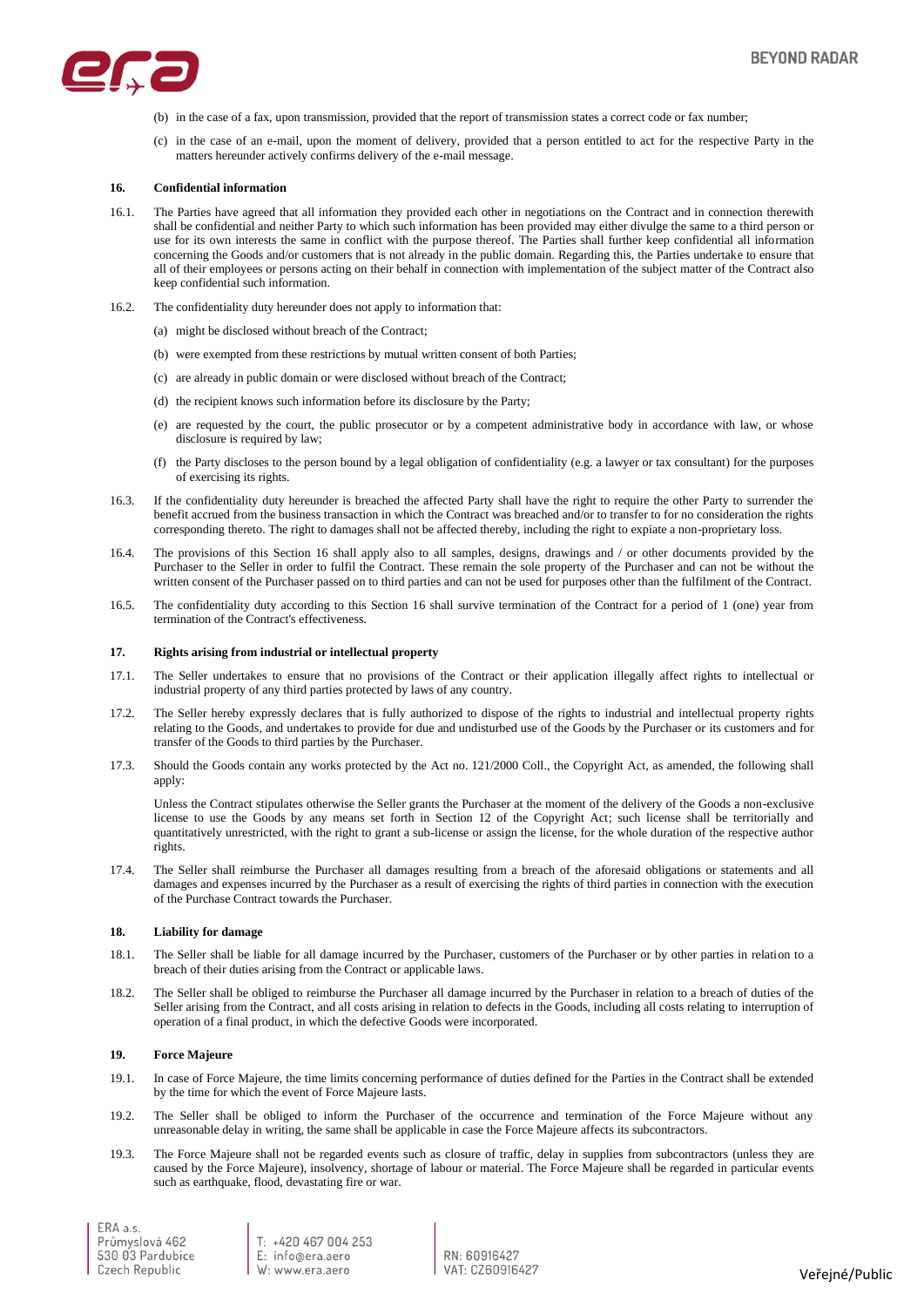(b) in the case of a fax, upon transmission, provided that the report of transmission states a correct code or fax number;

(c) in the case of an e-mail, upon the moment of delivery, provided that a person entitled to act for the respective Party in the matters hereunder actively confirms delivery of the e-mail message.

## 16. Confidential information

16.1. The Parties have agreed that all information they provided each other in negotiations on the Contract and in connection therewith shall be confidential and neither Party to which such information has been provided may either divulge the same to a third person or use for its own interests the same in conflict with the purpose thereof. The Parties shall further keep confidential all information concerning the Goods and/or customers that is not already in the public domain. Regarding this, the Parties undertake to ensure that all of their employees or persons acting on their behalf in connection with implementation of the subject matter of the Contract also keep confidential such information.

16.2. The confidentiality duty hereunder does not apply to information that:

(a) might be disclosed without breach of the Contract;

(b) were exempted from these restrictions by mutual written consent of both Parties;

(c) are already in public domain or were disclosed without breach of the Contract;

(d) the recipient knows such information before its disclosure by the Party;

(e) are requested by the court, the public prosecutor or by a competent administrative body in accordance with law, or whose disclosure is required by law;

(f) the Party discloses to the person bound by a legal obligation of confidentiality (e.g. a lawyer or tax consultant) for the purposes of exercising its rights.

16.3. If the confidentiality duty hereunder is breached the affected Party shall have the right to require the other Party to surrender the benefit accrued from the business transaction in which the Contract was breached and/or to transfer to for no consideration the rights corresponding thereto. The right to damages shall not be affected thereby, including the right to expiate a non-proprietary loss.

16.4. The provisions of this Section 16 shall apply also to all samples, designs, drawings and / or other documents provided by the Purchaser to the Seller in order to fulfil the Contract. These remain the sole property of the Purchaser and can not be without the written consent of the Purchaser passed on to third parties and can not be used for purposes other than the fulfilment of the Contract.

16.5. The confidentiality duty according to this Section 16 shall survive termination of the Contract for a period of 1 (one) year from termination of the Contract's effectiveness.

## 17. Rights arising from industrial or intellectual property

17.1. The Seller undertakes to ensure that no provisions of the Contract or their application illegally affect rights to intellectual or industrial property of any third parties protected by laws of any country.

17.2. The Seller hereby expressly declares that is fully authorized to dispose of the rights to industrial and intellectual property rights relating to the Goods, and undertakes to provide for due and undisturbed use of the Goods by the Purchaser or its customers and for transfer of the Goods to third parties by the Purchaser.

17.3. Should the Goods contain any works protected by the Act no. 121/2000 Coll., the Copyright Act, as amended, the following shall apply:

Unless the Contract stipulates otherwise the Seller grants the Purchaser at the moment of the delivery of the Goods a non-exclusive license to use the Goods by any means set forth in Section 12 of the Copyright Act; such license shall be territorially and quantitatively unrestricted, with the right to grant a sub-license or assign the license, for the whole duration of the respective author rights.

17.4. The Seller shall reimburse the Purchaser all damages resulting from a breach of the aforesaid obligations or statements and all damages and expenses incurred by the Purchaser as a result of exercising the rights of third parties in connection with the execution of the Purchase Contract towards the Purchaser.

## 18. Liability for damage

18.1. The Seller shall be liable for all damage incurred by the Purchaser, customers of the Purchaser or by other parties in relation to a breach of their duties arising from the Contract or applicable laws.

18.2. The Seller shall be obliged to reimburse the Purchaser all damage incurred by the Purchaser in relation to a breach of duties of the Seller arising from the Contract, and all costs arising in relation to defects in the Goods, including all costs relating to interruption of operation of a final product, in which the defective Goods were incorporated.

## 19. Force Majeure

19.1. In case of Force Majeure, the time limits concerning performance of duties defined for the Parties in the Contract shall be extended by the time for which the event of Force Majeure lasts.

19.2. The Seller shall be obliged to inform the Purchaser of the occurrence and termination of the Force Majeure without any unreasonable delay in writing, the same shall be applicable in case the Force Majeure affects its subcontractors.

19.3. The Force Majeure shall not be regarded events such as closure of traffic, delay in supplies from subcontractors (unless they are caused by the Force Majeure), insolvency, shortage of labour or material. The Force Majeure shall be regarded in particular events such as earthquake, flood, devastating fire or war.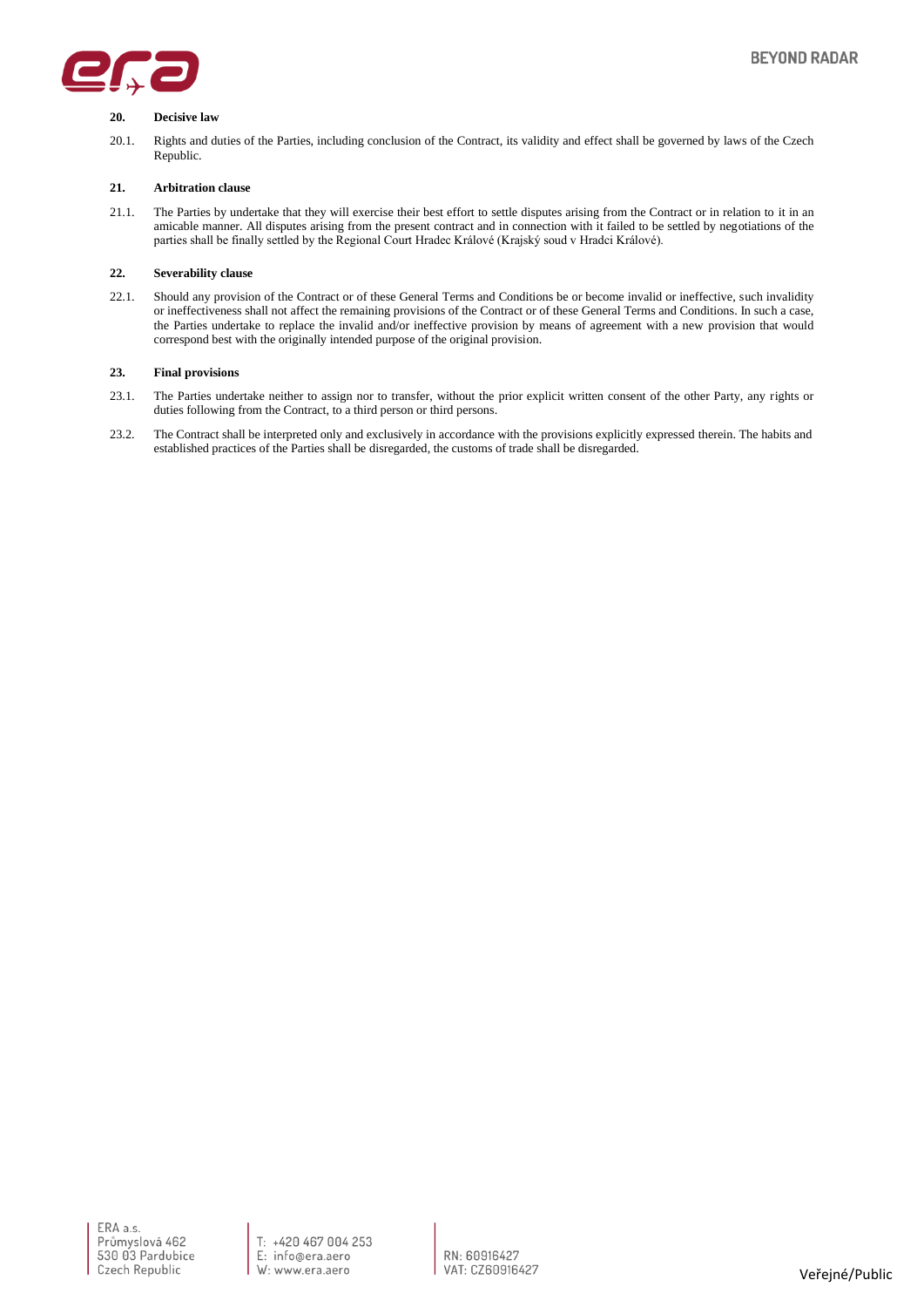## 20. Decisive law

20.1. Rights and duties of the Parties, including conclusion of the Contract, its validity and effect shall be governed by laws of the Czech Republic.

## 21. Arbitration clause

21.1. The Parties by undertake that they will exercise their best effort to settle disputes arising from the Contract or in relation to it in an amicable manner. All disputes arising from the present contract and in connection with it failed to be settled by negotiations of the parties shall be finally settled by the Regional Court Hradec Králové (Krajský soud v Hradci Králové).

## 22. Severability clause

22.1. Should any provision of the Contract or of these General Terms and Conditions be or become invalid or ineffective, such invalidity or ineffectiveness shall not affect the remaining provisions of the Contract or of these General Terms and Conditions. In such a case, the Parties undertake to replace the invalid and/or ineffective provision by means of agreement with a new provision that would correspond best with the originally intended purpose of the original provision.

## 23. Final provisions

23.1. The Parties undertake neither to assign nor to transfer, without the prior explicit written consent of the other Party, any rights or duties following from the Contract, to a third person or third persons.

23.2. The Contract shall be interpreted only and exclusively in accordance with the provisions explicitly expressed therein. The habits and established practices of the Parties shall be disregarded, the customs of trade shall be disregarded.